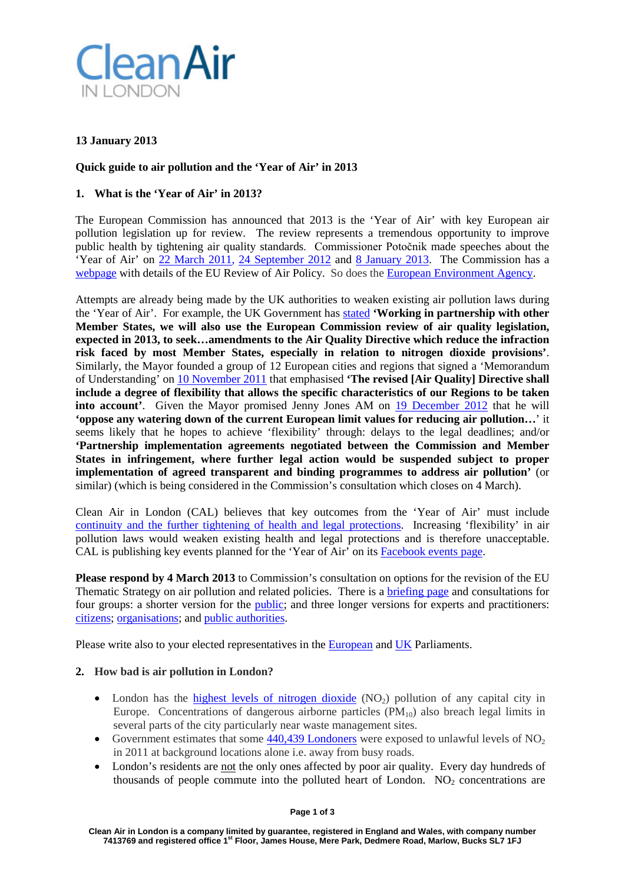**13 January 2013**

**Quick guide to air pollution and the 'Year of Air' in 2013**

## 1. What is the 'Year of Air' in 2013?

The European Commission has announced that 2013 is the 'Year of Air' with key European air pollution legislation up for review. The review represents a tremendous opportunity to improve public health by tightening air quality standards. Commissioner Potočnik made speeches about the 'Year of Air' on 22 March 2011, 24 September 2012 and 8 January 2013. The Commission has a webpage with details of the EU Review of Air Policy. So does the European Environment Agency.

Attempts are already being made by the UK authorities to weaken existing air pollution laws during the 'Year of Air'. For example, the UK Government has stated **'Working in partnership with other Member States, we will also use the European Commission review of air quality legislation, expected in 2013, to seek…amendments to the Air Quality Directive which reduce the infraction risk faced by most Member States, especially in relation to nitrogen dioxide provisions'**. Similarly, the Mayor founded a group of 12 European cities and regions that signed a 'Memorandum of Understanding' on 10 November 2011 that emphasised **'The revised [Air Quality] Directive shall include a degree of flexibility that allows the specific characteristics of our Regions to be taken into account'**. Given the Mayor promised Jenny Jones AM on 19 December 2012 that he will **'oppose any watering down of the current European limit values for reducing air pollution…'** it seems likely that he hopes to achieve 'flexibility' through: delays to the legal deadlines; and/or **'Partnership implementation agreements negotiated between the Commission and Member States in infringement, where further legal action would be suspended subject to proper implementation of agreed transparent and binding programmes to address air pollution'** (or similar) (which is being considered in the Commission's consultation which closes on 4 March).

Clean Air in London (CAL) believes that key outcomes from the 'Year of Air' must include continuity and the further tightening of health and legal protections. Increasing 'flexibility' in air pollution laws would weaken existing health and legal protections and is therefore unacceptable. CAL is publishing key events planned for the 'Year of Air' on its Facebook events page.

**Please respond by 4 March 2013** to Commission's consultation on options for the revision of the EU Thematic Strategy on air pollution and related policies. There is a briefing page and consultations for four groups: a shorter version for the public; and three longer versions for experts and practitioners: citizens; organisations; and public authorities.

Please write also to your elected representatives in the European and UK Parliaments.

## 2. How bad is air pollution in London?

- London has the highest levels of nitrogen dioxide ($NO_2$) pollution of any capital city in Europe. Concentrations of dangerous airborne particles ($PM_{10}$) also breach legal limits in several parts of the city particularly near waste management sites.
- Government estimates that some 440,439 Londoners were exposed to unlawful levels of $NO_2$ in 2011 at background locations alone i.e. away from busy roads.
- London's residents are not the only ones affected by poor air quality. Every day hundreds of thousands of people commute into the polluted heart of London. $NO_2$ concentrations are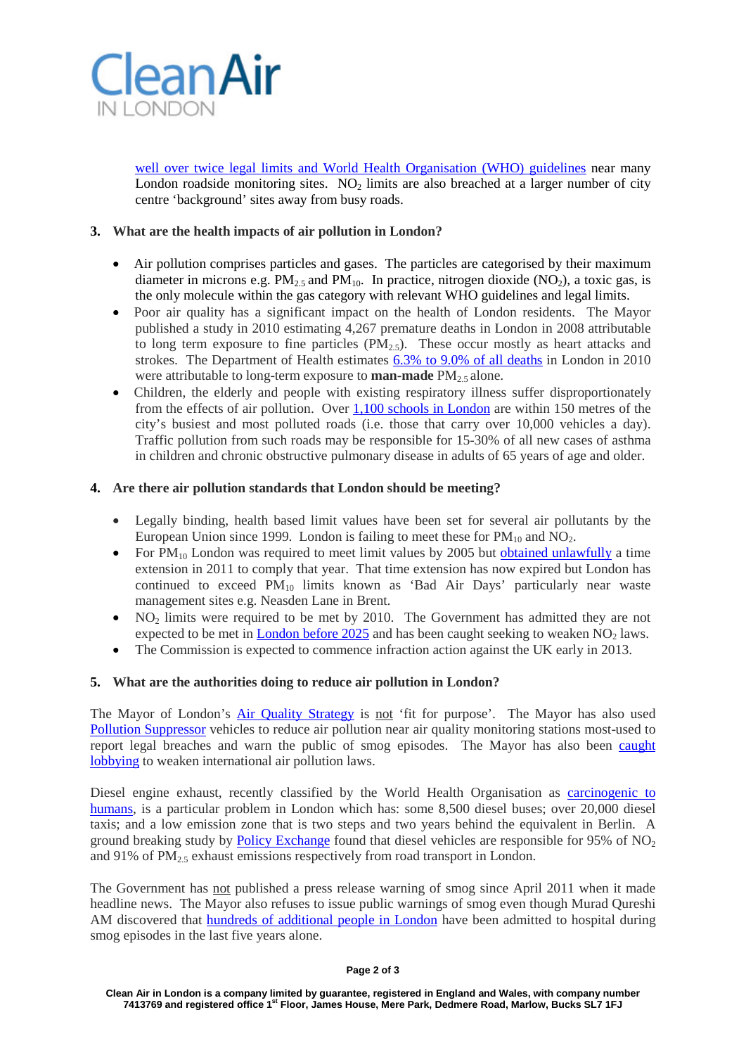well over twice legal limits and World Health Organisation (WHO) guidelines near many London roadside monitoring sites. $NO_2$ limits are also breached at a larger number of city centre 'background' sites away from busy roads.

**3. What are the health impacts of air pollution in London?**

- Air pollution comprises particles and gases. The particles are categorised by their maximum diameter in microns e.g. $PM_{2.5}$ and $PM_{10}$. In practice, nitrogen dioxide ($NO_2$), a toxic gas, is the only molecule within the gas category with relevant WHO guidelines and legal limits.
- Poor air quality has a significant impact on the health of London residents. The Mayor published a study in 2010 estimating 4,267 premature deaths in London in 2008 attributable to long term exposure to fine particles ($PM_{2.5}$). These occur mostly as heart attacks and strokes. The Department of Health estimates 6.3% to 9.0% of all deaths in London in 2010 were attributable to long-term exposure to **man-made** $PM_{2.5}$ alone.
- Children, the elderly and people with existing respiratory illness suffer disproportionately from the effects of air pollution. Over 1,100 schools in London are within 150 metres of the city's busiest and most polluted roads (i.e. those that carry over 10,000 vehicles a day). Traffic pollution from such roads may be responsible for 15-30% of all new cases of asthma in children and chronic obstructive pulmonary disease in adults of 65 years of age and older.

**4. Are there air pollution standards that London should be meeting?**

- Legally binding, health based limit values have been set for several air pollutants by the European Union since 1999. London is failing to meet these for $PM_{10}$ and $NO_2$.
- For $PM_{10}$ London was required to meet limit values by 2005 but obtained unlawfully a time extension in 2011 to comply that year. That time extension has now expired but London has continued to exceed $PM_{10}$ limits known as 'Bad Air Days' particularly near waste management sites e.g. Neasden Lane in Brent.
- $NO_2$ limits were required to be met by 2010. The Government has admitted they are not expected to be met in London before 2025 and has been caught seeking to weaken $NO_2$ laws.
- The Commission is expected to commence infraction action against the UK early in 2013.

**5. What are the authorities doing to reduce air pollution in London?**

The Mayor of London's Air Quality Strategy is not 'fit for purpose'. The Mayor has also used Pollution Suppressor vehicles to reduce air pollution near air quality monitoring stations most-used to report legal breaches and warn the public of smog episodes. The Mayor has also been caught lobbying to weaken international air pollution laws.

Diesel engine exhaust, recently classified by the World Health Organisation as carcinogenic to humans, is a particular problem in London which has: some 8,500 diesel buses; over 20,000 diesel taxis; and a low emission zone that is two steps and two years behind the equivalent in Berlin. A ground breaking study by Policy Exchange found that diesel vehicles are responsible for 95% of $NO_2$ and 91% of $PM_{2.5}$ exhaust emissions respectively from road transport in London.

The Government has not published a press release warning of smog since April 2011 when it made headline news. The Mayor also refuses to issue public warnings of smog even though Murad Qureshi AM discovered that hundreds of additional people in London have been admitted to hospital during smog episodes in the last five years alone.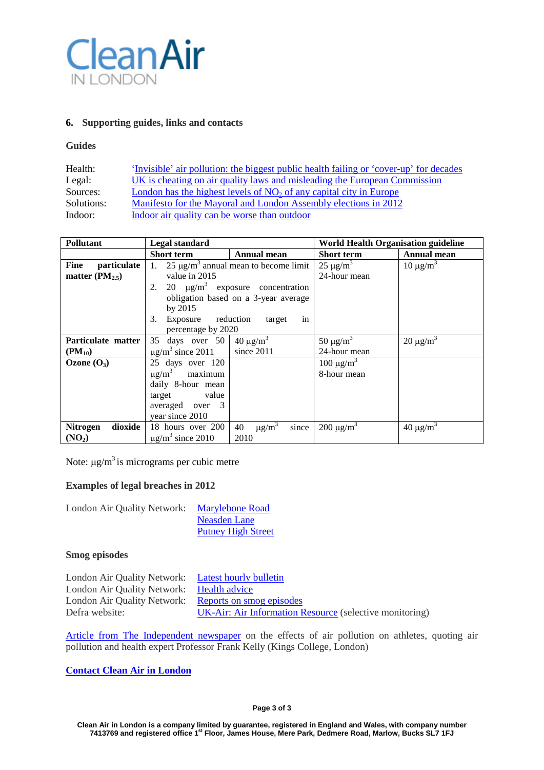CleanAir IN LONDON

## 6. Supporting guides, links and contacts

### Guides

Health: 'Invisible' air pollution: the biggest public health failing or 'cover-up' for decades
Legal: UK is cheating on air quality laws and misleading the European Commission
Sources: London has the highest levels of $NO_2$ of any capital city in Europe
Solutions: Manifesto for the Mayoral and London Assembly elections in 2012
Indoor: Indoor air quality can be worse than outdoor

| Pollutant | Legal standard | | World Health Organisation guideline | |
|---|---|---|---|---|
| | Short term | Annual mean | Short term | Annual mean |
| **Fine particulate matter ($PM_{2.5}$)** | 1. 25 µg/m$^3$ annual mean to become limit value in 2015<br>2. 20 µg/m$^3$ exposure concentration obligation based on a 3-year average by 2015<br>3. Exposure reduction target in percentage by 2020 | | 25 µg/m$^3$ 24-hour mean | 10 µg/m$^3$ |
| **Particulate matter ($PM_{10}$)** | 35 days over 50 µg/m$^3$ since 2011 | 40 µg/m$^3$ since 2011 | 50 µg/m$^3$ 24-hour mean | 20 µg/m$^3$ |
| **Ozone ($O_3$)** | 25 days over 120 µg/m$^3$ maximum daily 8-hour mean target value averaged over 3 year since 2010 | | 100 µg/m$^3$ 8-hour mean | |
| **Nitrogen dioxide ($NO_2$)** | 18 hours over 200 µg/m$^3$ since 2010 | 40 µg/m$^3$ since 2010 | 200 µg/m$^3$ | 40 µg/m$^3$ |

Note: µg/m$^3$ is micrograms per cubic metre

### Examples of legal breaches in 2012

London Air Quality Network: Marylebone Road
Neasden Lane
Putney High Street

### Smog episodes

London Air Quality Network: Latest hourly bulletin
London Air Quality Network: Health advice
London Air Quality Network: Reports on smog episodes
Defra website: UK-Air: Air Information Resource (selective monitoring)

Article from The Independent newspaper on the effects of air pollution on athletes, quoting air pollution and health expert Professor Frank Kelly (Kings College, London)

**Contact Clean Air in London**

**Clean Air in London is a company limited by guarantee, registered in England and Wales, with company number 7413769 and registered office 1st Floor, James House, Mere Park, Dedmere Road, Marlow, Bucks SL7 1FJ**